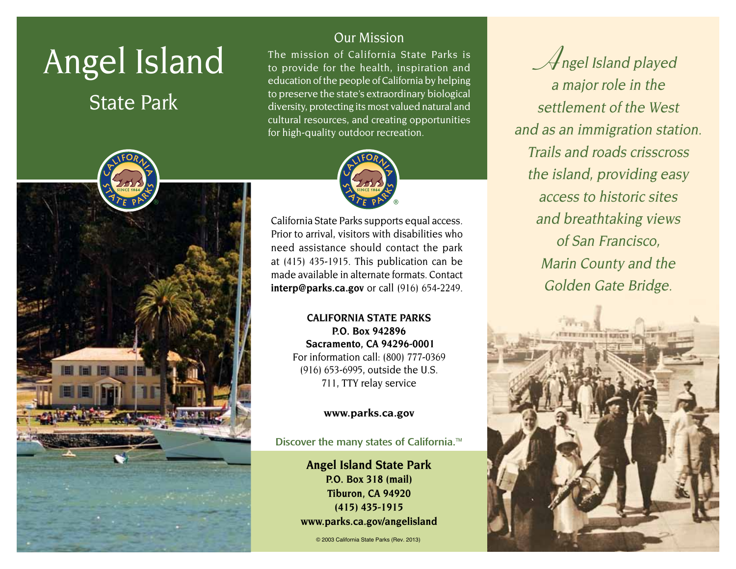# Angel Island

## State Park

### Our Mission

The mission of California State Parks is to provide for the health, inspiration and education of the people of California by helping to preserve the state's extraordinary biological diversity, protecting its most valued natural and cultural resources, and creating opportunities for high-quality outdoor recreation.

California State Parks supports equal access. Prior to arrival, visitors with disabilities who need assistance should contact the park at (415) 435-1915. This publication can be made available in alternate formats. Contact **interp@parks.ca.gov** or call (916) 654-2249.

**CALIFORNIA STATE PARKS**
**P.O. Box 942896**
**Sacramento, CA 94296-0001**
For information call: (800) 777-0369
(916) 653-6995, outside the U.S.
711, TTY relay service

**www.parks.ca.gov**

Discover the many states of California.™

**Angel Island State Park**
**P.O. Box 318 (mail)**
**Tiburon, CA 94920**
**(415) 435-1915**
**www.parks.ca.gov/angelisland**

© 2003 California State Parks (Rev. 2013)

*Angel Island played a major role in the settlement of the West and as an immigration station. Trails and roads crisscross the island, providing easy access to historic sites and breathtaking views of San Francisco, Marin County and the Golden Gate Bridge.*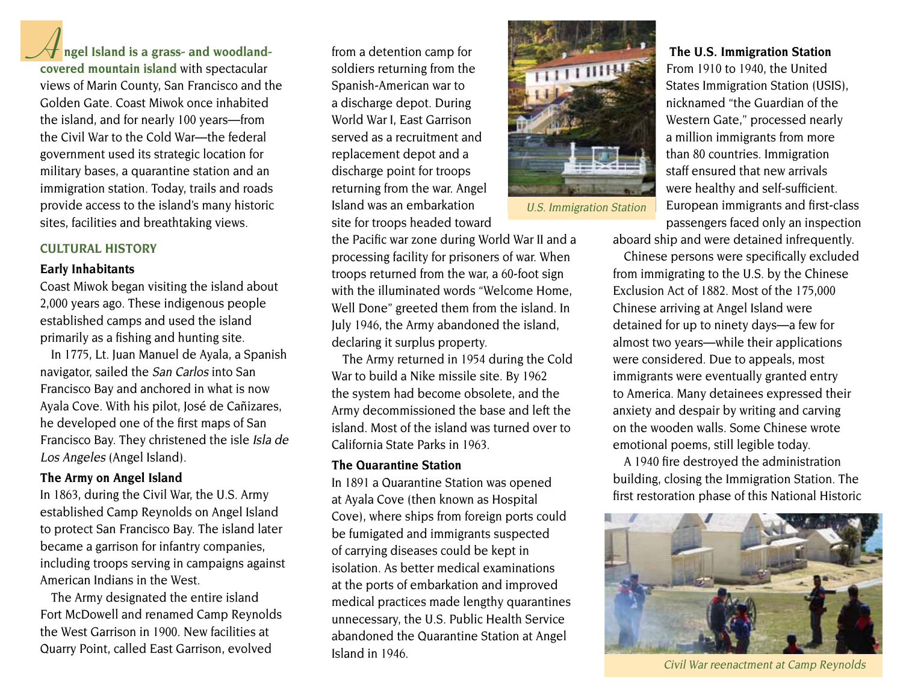Angel Island is a grass- and woodland-covered mountain island with spectacular views of Marin County, San Francisco and the Golden Gate. Coast Miwok once inhabited the island, and for nearly 100 years—from the Civil War to the Cold War—the federal government used its strategic location for military bases, a quarantine station and an immigration station. Today, trails and roads provide access to the island's many historic sites, facilities and breathtaking views.

## CULTURAL HISTORY

### Early Inhabitants

Coast Miwok began visiting the island about 2,000 years ago. These indigenous people established camps and used the island primarily as a fishing and hunting site.

In 1775, Lt. Juan Manuel de Ayala, a Spanish navigator, sailed the *San Carlos* into San Francisco Bay and anchored in what is now Ayala Cove. With his pilot, José de Cañizares, he developed one of the first maps of San Francisco Bay. They christened the isle *Isla de Los Angeles* (Angel Island).

### The Army on Angel Island

In 1863, during the Civil War, the U.S. Army established Camp Reynolds on Angel Island to protect San Francisco Bay. The island later became a garrison for infantry companies, including troops serving in campaigns against American Indians in the West.

The Army designated the entire island Fort McDowell and renamed Camp Reynolds the West Garrison in 1900. New facilities at Quarry Point, called East Garrison, evolved from a detention camp for soldiers returning from the Spanish-American war to a discharge depot. During World War I, East Garrison served as a recruitment and replacement depot and a discharge point for troops returning from the war. Angel Island was an embarkation site for troops headed toward the Pacific war zone during World War II and a processing facility for prisoners of war. When troops returned from the war, a 60-foot sign with the illuminated words "Welcome Home, Well Done" greeted them from the island. In July 1946, the Army abandoned the island, declaring it surplus property.

The Army returned in 1954 during the Cold War to build a Nike missile site. By 1962 the system had become obsolete, and the Army decommissioned the base and left the island. Most of the island was turned over to California State Parks in 1963.

### The Quarantine Station

In 1891 a Quarantine Station was opened at Ayala Cove (then known as Hospital Cove), where ships from foreign ports could be fumigated and immigrants suspected of carrying diseases could be kept in isolation. As better medical examinations at the ports of embarkation and improved medical practices made lengthy quarantines unnecessary, the U.S. Public Health Service abandoned the Quarantine Station at Angel Island in 1946.

*U.S. Immigration Station*

### The U.S. Immigration Station

From 1910 to 1940, the United States Immigration Station (USIS), nicknamed "the Guardian of the Western Gate," processed nearly a million immigrants from more than 80 countries. Immigration staff ensured that new arrivals were healthy and self-sufficient. European immigrants and first-class passengers faced only an inspection aboard ship and were detained infrequently.

Chinese persons were specifically excluded from immigrating to the U.S. by the Chinese Exclusion Act of 1882. Most of the 175,000 Chinese arriving at Angel Island were detained for up to ninety days—a few for almost two years—while their applications were considered. Due to appeals, most immigrants were eventually granted entry to America. Many detainees expressed their anxiety and despair by writing and carving on the wooden walls. Some Chinese wrote emotional poems, still legible today.

A 1940 fire destroyed the administration building, closing the Immigration Station. The first restoration phase of this National Historic

*Civil War reenactment at Camp Reynolds*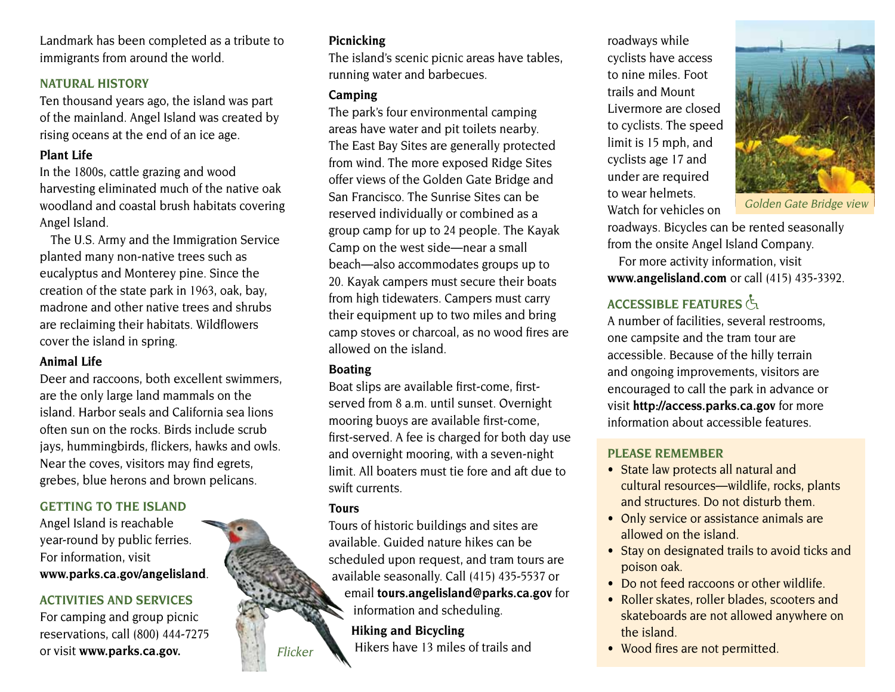Landmark has been completed as a tribute to immigrants from around the world.

## NATURAL HISTORY

Ten thousand years ago, the island was part of the mainland. Angel Island was created by rising oceans at the end of an ice age.

### Plant Life

In the 1800s, cattle grazing and wood harvesting eliminated much of the native oak woodland and coastal brush habitats covering Angel Island.

The U.S. Army and the Immigration Service planted many non-native trees such as eucalyptus and Monterey pine. Since the creation of the state park in 1963, oak, bay, madrone and other native trees and shrubs are reclaiming their habitats. Wildflowers cover the island in spring.

### Animal Life

Deer and raccoons, both excellent swimmers, are the only large land mammals on the island. Harbor seals and California sea lions often sun on the rocks. Birds include scrub jays, hummingbirds, flickers, hawks and owls. Near the coves, visitors may find egrets, grebes, blue herons and brown pelicans.

## GETTING TO THE ISLAND

Angel Island is reachable year-round by public ferries. For information, visit **www.parks.ca.gov/angelisland**.

## ACTIVITIES AND SERVICES

For camping and group picnic reservations, call (800) 444-7275 or visit **www.parks.ca.gov.**

*Flicker*

### Picnicking

The island's scenic picnic areas have tables, running water and barbecues.

### Camping

The park's four environmental camping areas have water and pit toilets nearby. The East Bay Sites are generally protected from wind. The more exposed Ridge Sites offer views of the Golden Gate Bridge and San Francisco. The Sunrise Sites can be reserved individually or combined as a group camp for up to 24 people. The Kayak Camp on the west side—near a small beach—also accommodates groups up to 20. Kayak campers must secure their boats from high tidewaters. Campers must carry their equipment up to two miles and bring camp stoves or charcoal, as no wood fires are allowed on the island.

### Boating

Boat slips are available first-come, first-served from 8 a.m. until sunset. Overnight mooring buoys are available first-come, first-served. A fee is charged for both day use and overnight mooring, with a seven-night limit. All boaters must tie fore and aft due to swift currents.

### Tours

Tours of historic buildings and sites are available. Guided nature hikes can be scheduled upon request, and tram tours are available seasonally. Call (415) 435-5537 or email **tours.angelisland@parks.ca.gov** for information and scheduling.

### Hiking and Bicycling

Hikers have 13 miles of trails and roadways while cyclists have access to nine miles. Foot trails and Mount Livermore are closed to cyclists. The speed limit is 15 mph, and cyclists age 17 and under are required to wear helmets. Watch for vehicles on roadways. Bicycles can be rented seasonally from the onsite Angel Island Company.

*Golden Gate Bridge view*

For more activity information, visit **www.angelisland.com** or call (415) 435-3392.

## ACCESSIBLE FEATURES ♿

A number of facilities, several restrooms, one campsite and the tram tour are accessible. Because of the hilly terrain and ongoing improvements, visitors are encouraged to call the park in advance or visit **http://access.parks.ca.gov** for more information about accessible features.

## PLEASE REMEMBER

- State law protects all natural and cultural resources—wildlife, rocks, plants and structures. Do not disturb them.
- Only service or assistance animals are allowed on the island.
- Stay on designated trails to avoid ticks and poison oak.
- Do not feed raccoons or other wildlife.
- Roller skates, roller blades, scooters and skateboards are not allowed anywhere on the island.
- Wood fires are not permitted.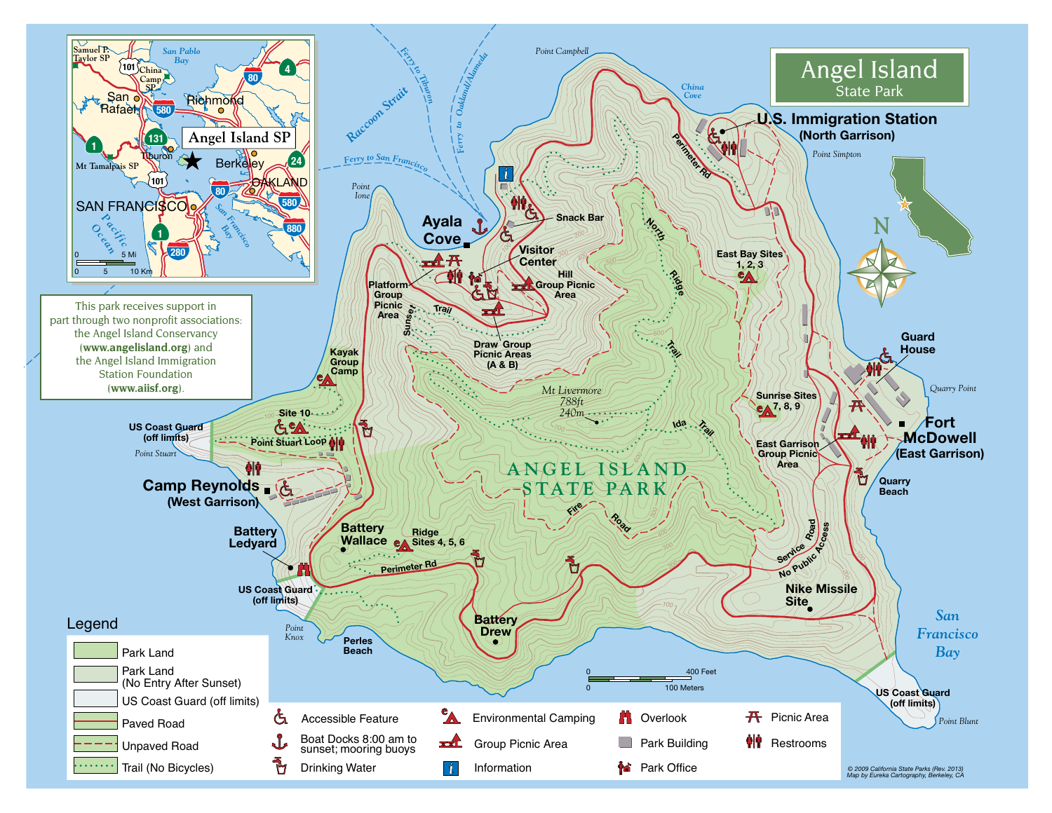# Angel Island
## State Park

This park receives support in part through two nonprofit associations: the Angel Island Conservancy (**www.angelisland.org**) and the Angel Island Immigration Station Foundation (**www.aiisf.org**).

ANGEL ISLAND STATE PARK

Ayala Cove

Visitor Center

Snack Bar

U.S. Immigration Station (North Garrison)

Fort McDowell (East Garrison)

Camp Reynolds (West Garrison)

Nike Missile Site

Battery Ledyard

Battery Wallace

Battery Drew

Mt Livermore 788ft 240m

Perimeter Rd

North Ridge Trail

Sunset Trail

Ida Trail

Fire Road

Service Road No Public Access

Point Stuart Loop

Platform Group Picnic Area

Hill Group Picnic Area

Draw Group Picnic Areas (A & B)

Kayak Group Camp

Site 10

East Bay Sites 1, 2, 3

Sunrise Sites 7, 8, 9

Ridge Sites 4, 5, 6

East Garrison Group Picnic Area

Guard House

Quarry Beach

Perles Beach

US Coast Guard (off limits)

Point Campbell

China Cove

Point Simpton

Quarry Point

Point Blunt

Point Knox

Point Stuart

Point Ione

Raccoon Strait

Ferry to Tiburon

Ferry to Oakland/Alameda

Ferry to San Francisco

San Francisco Bay

0 400 Feet

0 100 Meters

Samuel P. Taylor SP

San Pablo Bay

China Camp SP

San Rafael

Richmond

Angel Island SP

Tiburon

Berkeley

Mt Tamalpais SP

OAKLAND

SAN FRANCISCO

Pacific Ocean

San Francisco Bay

0 5 Mi

0 5 10 Km

## Legend

- Park Land
- Park Land (No Entry After Sunset)
- US Coast Guard (off limits)
- Paved Road
- Unpaved Road
- Trail (No Bicycles)
- Accessible Feature
- Boat Docks 8:00 am to sunset; mooring buoys
- Drinking Water
- Environmental Camping
- Group Picnic Area
- Information
- Overlook
- Park Building
- Park Office
- Picnic Area
- Restrooms

© 2009 California State Parks (Rev. 2013)
Map by Eureka Cartography, Berkeley, CA